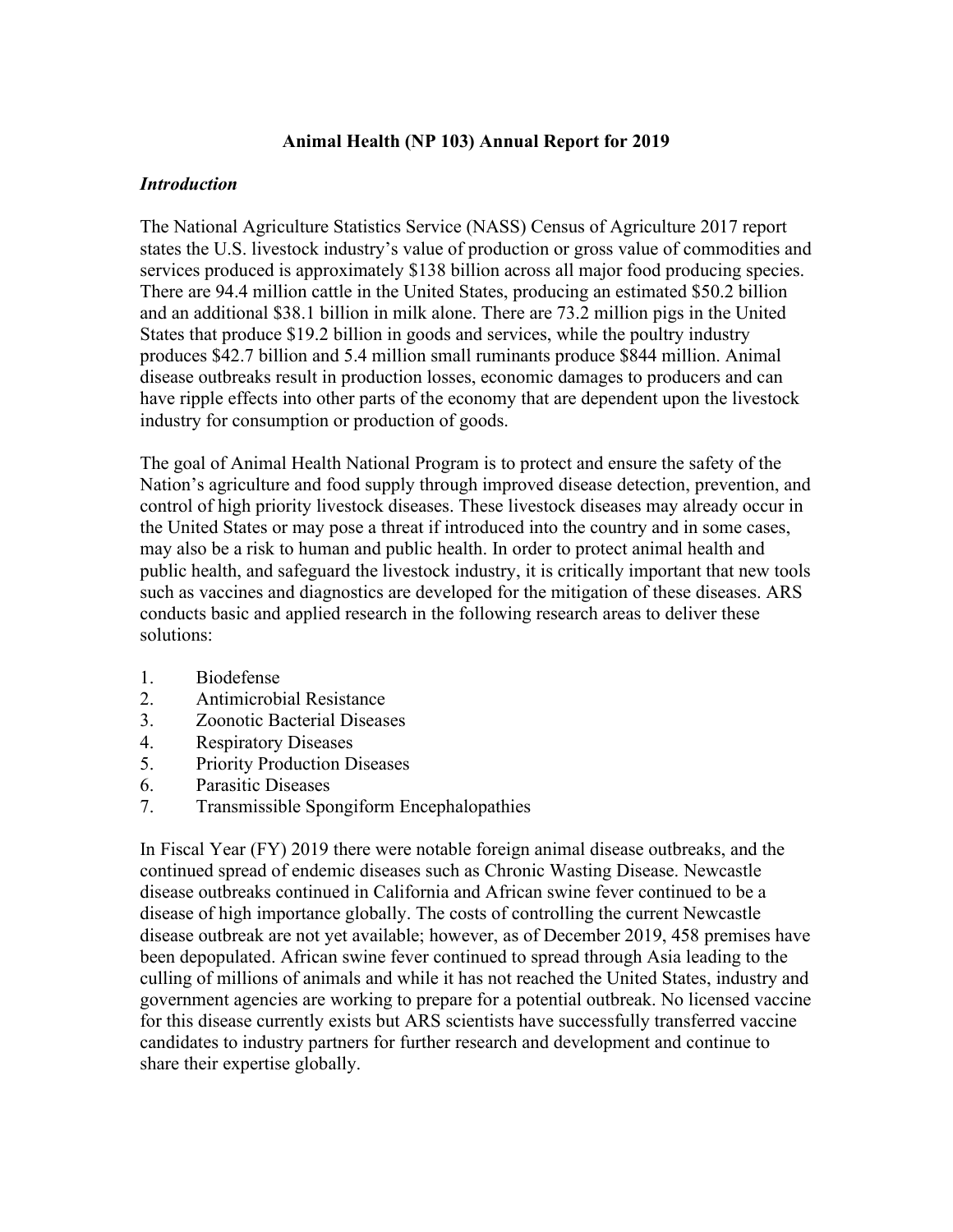# Animal Health (NP 103) Annual Report for 2019

## *Introduction*

The National Agriculture Statistics Service (NASS) Census of Agriculture 2017 report states the U.S. livestock industry's value of production or gross value of commodities and services produced is approximately $138 billion across all major food producing species. There are 94.4 million cattle in the United States, producing an estimated $50.2 billion and an additional $38.1 billion in milk alone. There are 73.2 million pigs in the United States that produce $19.2 billion in goods and services, while the poultry industry produces $42.7 billion and 5.4 million small ruminants produce $844 million. Animal disease outbreaks result in production losses, economic damages to producers and can have ripple effects into other parts of the economy that are dependent upon the livestock industry for consumption or production of goods.

The goal of Animal Health National Program is to protect and ensure the safety of the Nation's agriculture and food supply through improved disease detection, prevention, and control of high priority livestock diseases. These livestock diseases may already occur in the United States or may pose a threat if introduced into the country and in some cases, may also be a risk to human and public health. In order to protect animal health and public health, and safeguard the livestock industry, it is critically important that new tools such as vaccines and diagnostics are developed for the mitigation of these diseases. ARS conducts basic and applied research in the following research areas to deliver these solutions:

1. Biodefense
2. Antimicrobial Resistance
3. Zoonotic Bacterial Diseases
4. Respiratory Diseases
5. Priority Production Diseases
6. Parasitic Diseases
7. Transmissible Spongiform Encephalopathies

In Fiscal Year (FY) 2019 there were notable foreign animal disease outbreaks, and the continued spread of endemic diseases such as Chronic Wasting Disease. Newcastle disease outbreaks continued in California and African swine fever continued to be a disease of high importance globally. The costs of controlling the current Newcastle disease outbreak are not yet available; however, as of December 2019, 458 premises have been depopulated. African swine fever continued to spread through Asia leading to the culling of millions of animals and while it has not reached the United States, industry and government agencies are working to prepare for a potential outbreak. No licensed vaccine for this disease currently exists but ARS scientists have successfully transferred vaccine candidates to industry partners for further research and development and continue to share their expertise globally.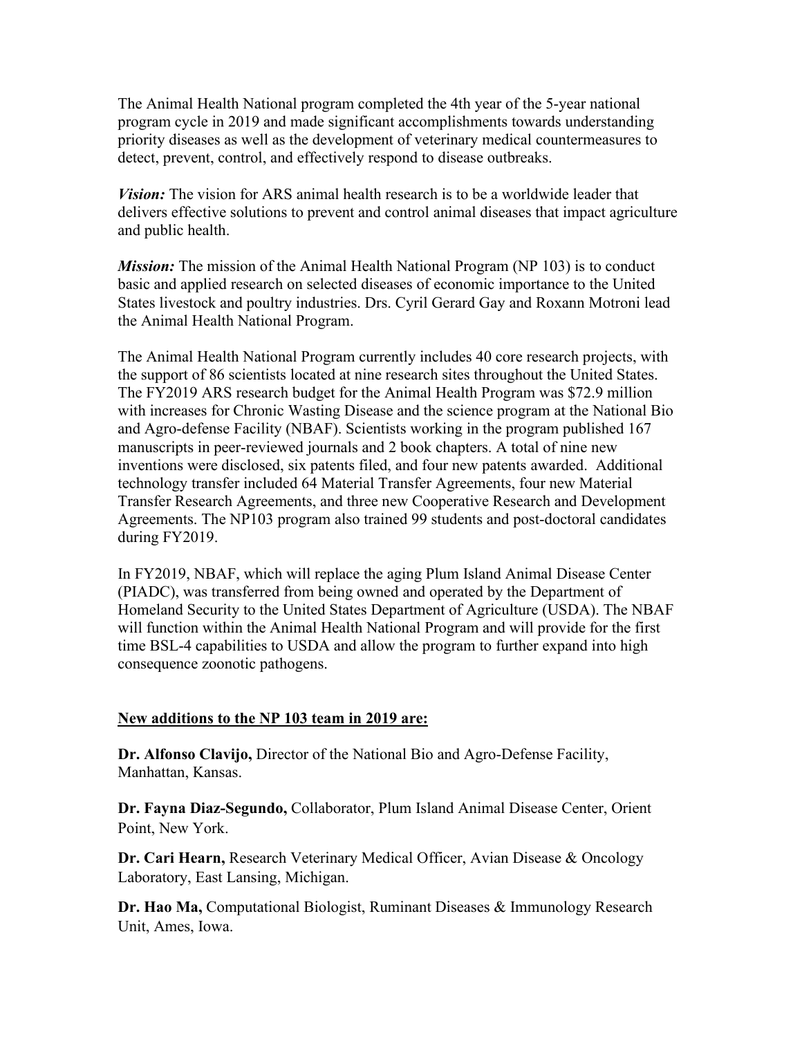The Animal Health National program completed the 4th year of the 5-year national program cycle in 2019 and made significant accomplishments towards understanding priority diseases as well as the development of veterinary medical countermeasures to detect, prevent, control, and effectively respond to disease outbreaks.

***Vision:*** The vision for ARS animal health research is to be a worldwide leader that delivers effective solutions to prevent and control animal diseases that impact agriculture and public health.

***Mission:*** The mission of the Animal Health National Program (NP 103) is to conduct basic and applied research on selected diseases of economic importance to the United States livestock and poultry industries. Drs. Cyril Gerard Gay and Roxann Motroni lead the Animal Health National Program.

The Animal Health National Program currently includes 40 core research projects, with the support of 86 scientists located at nine research sites throughout the United States. The FY2019 ARS research budget for the Animal Health Program was $72.9 million with increases for Chronic Wasting Disease and the science program at the National Bio and Agro-defense Facility (NBAF). Scientists working in the program published 167 manuscripts in peer-reviewed journals and 2 book chapters. A total of nine new inventions were disclosed, six patents filed, and four new patents awarded. Additional technology transfer included 64 Material Transfer Agreements, four new Material Transfer Research Agreements, and three new Cooperative Research and Development Agreements. The NP103 program also trained 99 students and post-doctoral candidates during FY2019.

In FY2019, NBAF, which will replace the aging Plum Island Animal Disease Center (PIADC), was transferred from being owned and operated by the Department of Homeland Security to the United States Department of Agriculture (USDA). The NBAF will function within the Animal Health National Program and will provide for the first time BSL-4 capabilities to USDA and allow the program to further expand into high consequence zoonotic pathogens.

**New additions to the NP 103 team in 2019 are:**

**Dr. Alfonso Clavijo,** Director of the National Bio and Agro-Defense Facility, Manhattan, Kansas.

**Dr. Fayna Diaz-Segundo,** Collaborator, Plum Island Animal Disease Center, Orient Point, New York.

**Dr. Cari Hearn,** Research Veterinary Medical Officer, Avian Disease & Oncology Laboratory, East Lansing, Michigan.

**Dr. Hao Ma,** Computational Biologist, Ruminant Diseases & Immunology Research Unit, Ames, Iowa.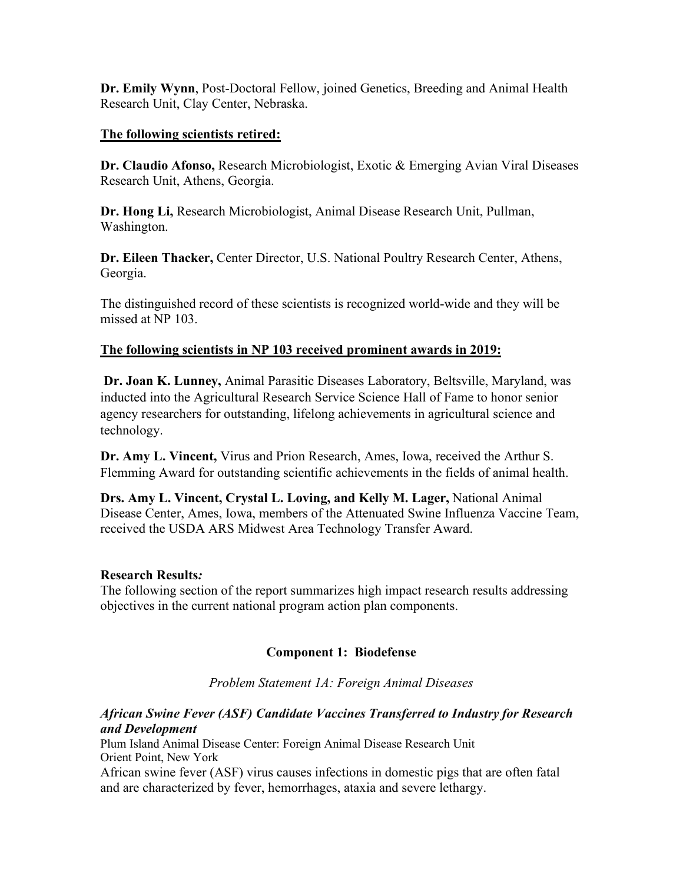**Dr. Emily Wynn**, Post-Doctoral Fellow, joined Genetics, Breeding and Animal Health Research Unit, Clay Center, Nebraska.

**The following scientists retired:**

**Dr. Claudio Afonso,** Research Microbiologist, Exotic & Emerging Avian Viral Diseases Research Unit, Athens, Georgia.

**Dr. Hong Li,** Research Microbiologist, Animal Disease Research Unit, Pullman, Washington.

**Dr. Eileen Thacker,** Center Director, U.S. National Poultry Research Center, Athens, Georgia.

The distinguished record of these scientists is recognized world-wide and they will be missed at NP 103.

**The following scientists in NP 103 received prominent awards in 2019:**

**Dr. Joan K. Lunney,** Animal Parasitic Diseases Laboratory, Beltsville, Maryland, was inducted into the Agricultural Research Service Science Hall of Fame to honor senior agency researchers for outstanding, lifelong achievements in agricultural science and technology.

**Dr. Amy L. Vincent,** Virus and Prion Research, Ames, Iowa, received the Arthur S. Flemming Award for outstanding scientific achievements in the fields of animal health.

**Drs. Amy L. Vincent, Crystal L. Loving, and Kelly M. Lager,** National Animal Disease Center, Ames, Iowa, members of the Attenuated Swine Influenza Vaccine Team, received the USDA ARS Midwest Area Technology Transfer Award.

**Research Results*:***

The following section of the report summarizes high impact research results addressing objectives in the current national program action plan components.

## Component 1: Biodefense

*Problem Statement 1A: Foreign Animal Diseases*

***African Swine Fever (ASF) Candidate Vaccines Transferred to Industry for Research and Development***

Plum Island Animal Disease Center: Foreign Animal Disease Research Unit
Orient Point, New York

African swine fever (ASF) virus causes infections in domestic pigs that are often fatal and are characterized by fever, hemorrhages, ataxia and severe lethargy.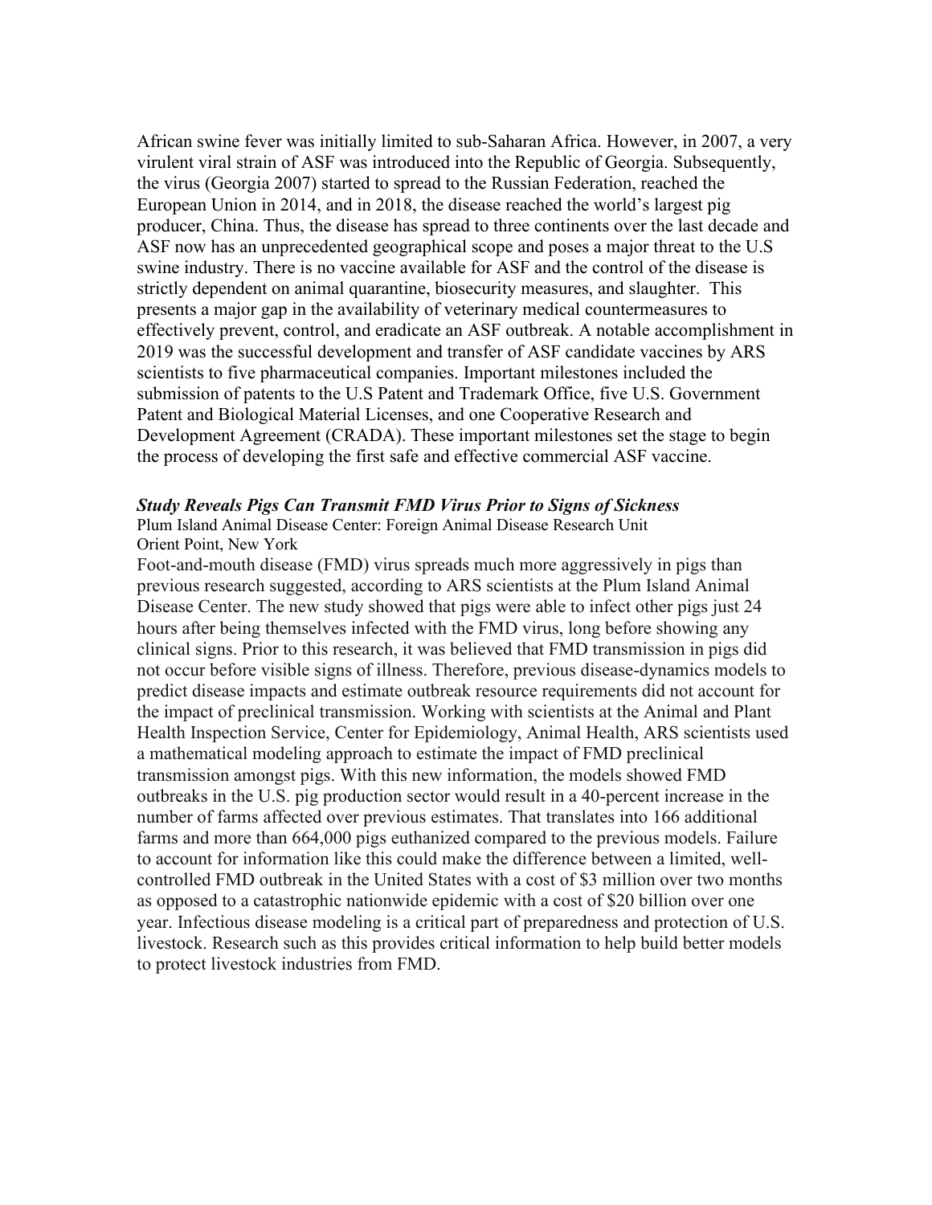African swine fever was initially limited to sub-Saharan Africa. However, in 2007, a very virulent viral strain of ASF was introduced into the Republic of Georgia. Subsequently, the virus (Georgia 2007) started to spread to the Russian Federation, reached the European Union in 2014, and in 2018, the disease reached the world's largest pig producer, China. Thus, the disease has spread to three continents over the last decade and ASF now has an unprecedented geographical scope and poses a major threat to the U.S swine industry. There is no vaccine available for ASF and the control of the disease is strictly dependent on animal quarantine, biosecurity measures, and slaughter. This presents a major gap in the availability of veterinary medical countermeasures to effectively prevent, control, and eradicate an ASF outbreak. A notable accomplishment in 2019 was the successful development and transfer of ASF candidate vaccines by ARS scientists to five pharmaceutical companies. Important milestones included the submission of patents to the U.S Patent and Trademark Office, five U.S. Government Patent and Biological Material Licenses, and one Cooperative Research and Development Agreement (CRADA). These important milestones set the stage to begin the process of developing the first safe and effective commercial ASF vaccine.

***Study Reveals Pigs Can Transmit FMD Virus Prior to Signs of Sickness***

Plum Island Animal Disease Center: Foreign Animal Disease Research Unit
Orient Point, New York

Foot-and-mouth disease (FMD) virus spreads much more aggressively in pigs than previous research suggested, according to ARS scientists at the Plum Island Animal Disease Center. The new study showed that pigs were able to infect other pigs just 24 hours after being themselves infected with the FMD virus, long before showing any clinical signs. Prior to this research, it was believed that FMD transmission in pigs did not occur before visible signs of illness. Therefore, previous disease-dynamics models to predict disease impacts and estimate outbreak resource requirements did not account for the impact of preclinical transmission. Working with scientists at the Animal and Plant Health Inspection Service, Center for Epidemiology, Animal Health, ARS scientists used a mathematical modeling approach to estimate the impact of FMD preclinical transmission amongst pigs. With this new information, the models showed FMD outbreaks in the U.S. pig production sector would result in a 40-percent increase in the number of farms affected over previous estimates. That translates into 166 additional farms and more than 664,000 pigs euthanized compared to the previous models. Failure to account for information like this could make the difference between a limited, well-controlled FMD outbreak in the United States with a cost of $3 million over two months as opposed to a catastrophic nationwide epidemic with a cost of $20 billion over one year. Infectious disease modeling is a critical part of preparedness and protection of U.S. livestock. Research such as this provides critical information to help build better models to protect livestock industries from FMD.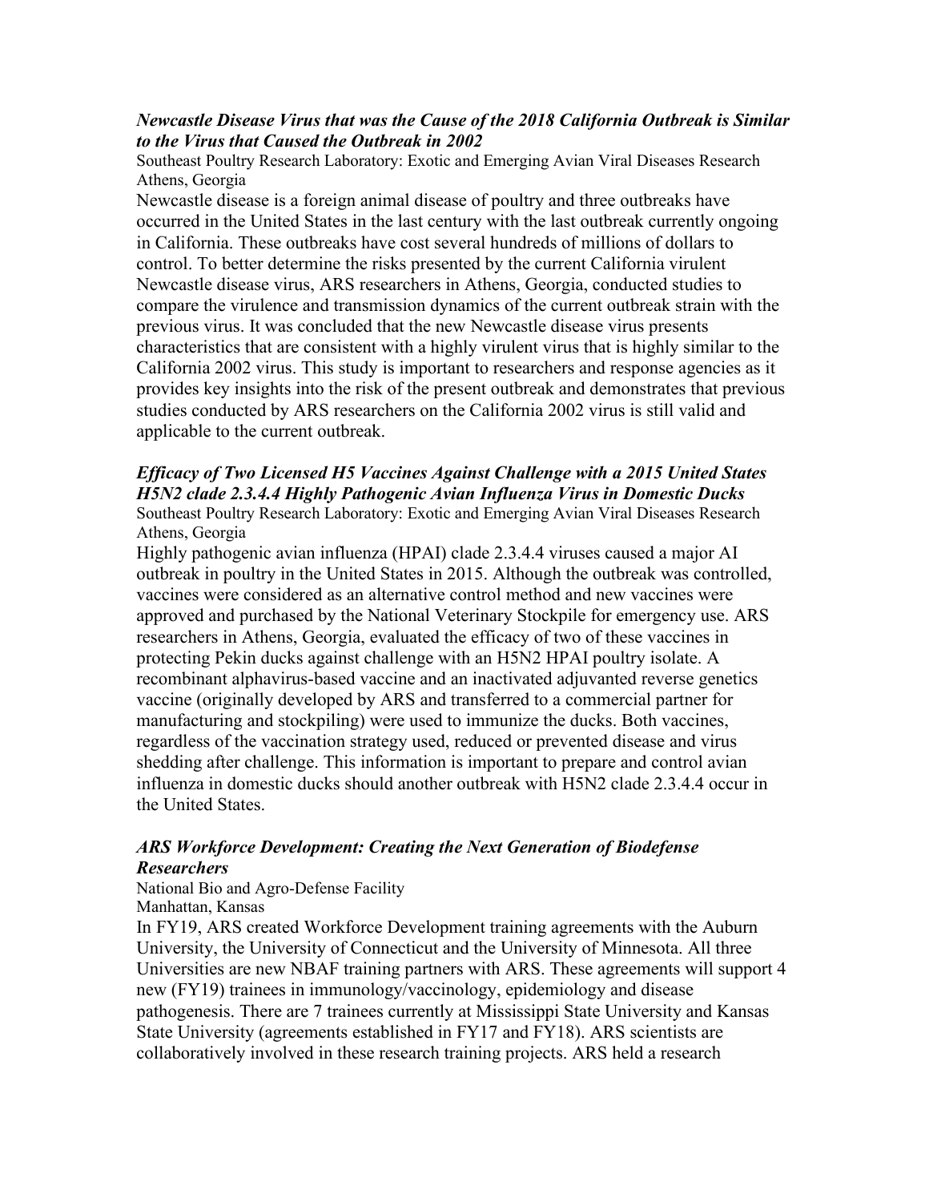### *Newcastle Disease Virus that was the Cause of the 2018 California Outbreak is Similar to the Virus that Caused the Outbreak in 2002*

Southeast Poultry Research Laboratory: Exotic and Emerging Avian Viral Diseases Research
Athens, Georgia

Newcastle disease is a foreign animal disease of poultry and three outbreaks have occurred in the United States in the last century with the last outbreak currently ongoing in California. These outbreaks have cost several hundreds of millions of dollars to control. To better determine the risks presented by the current California virulent Newcastle disease virus, ARS researchers in Athens, Georgia, conducted studies to compare the virulence and transmission dynamics of the current outbreak strain with the previous virus. It was concluded that the new Newcastle disease virus presents characteristics that are consistent with a highly virulent virus that is highly similar to the California 2002 virus. This study is important to researchers and response agencies as it provides key insights into the risk of the present outbreak and demonstrates that previous studies conducted by ARS researchers on the California 2002 virus is still valid and applicable to the current outbreak.

### *Efficacy of Two Licensed H5 Vaccines Against Challenge with a 2015 United States H5N2 clade 2.3.4.4 Highly Pathogenic Avian Influenza Virus in Domestic Ducks*

Southeast Poultry Research Laboratory: Exotic and Emerging Avian Viral Diseases Research
Athens, Georgia

Highly pathogenic avian influenza (HPAI) clade 2.3.4.4 viruses caused a major AI outbreak in poultry in the United States in 2015. Although the outbreak was controlled, vaccines were considered as an alternative control method and new vaccines were approved and purchased by the National Veterinary Stockpile for emergency use. ARS researchers in Athens, Georgia, evaluated the efficacy of two of these vaccines in protecting Pekin ducks against challenge with an H5N2 HPAI poultry isolate. A recombinant alphavirus-based vaccine and an inactivated adjuvanted reverse genetics vaccine (originally developed by ARS and transferred to a commercial partner for manufacturing and stockpiling) were used to immunize the ducks. Both vaccines, regardless of the vaccination strategy used, reduced or prevented disease and virus shedding after challenge. This information is important to prepare and control avian influenza in domestic ducks should another outbreak with H5N2 clade 2.3.4.4 occur in the United States.

### *ARS Workforce Development: Creating the Next Generation of Biodefense Researchers*

National Bio and Agro-Defense Facility
Manhattan, Kansas

In FY19, ARS created Workforce Development training agreements with the Auburn University, the University of Connecticut and the University of Minnesota. All three Universities are new NBAF training partners with ARS. These agreements will support 4 new (FY19) trainees in immunology/vaccinology, epidemiology and disease pathogenesis. There are 7 trainees currently at Mississippi State University and Kansas State University (agreements established in FY17 and FY18). ARS scientists are collaboratively involved in these research training projects. ARS held a research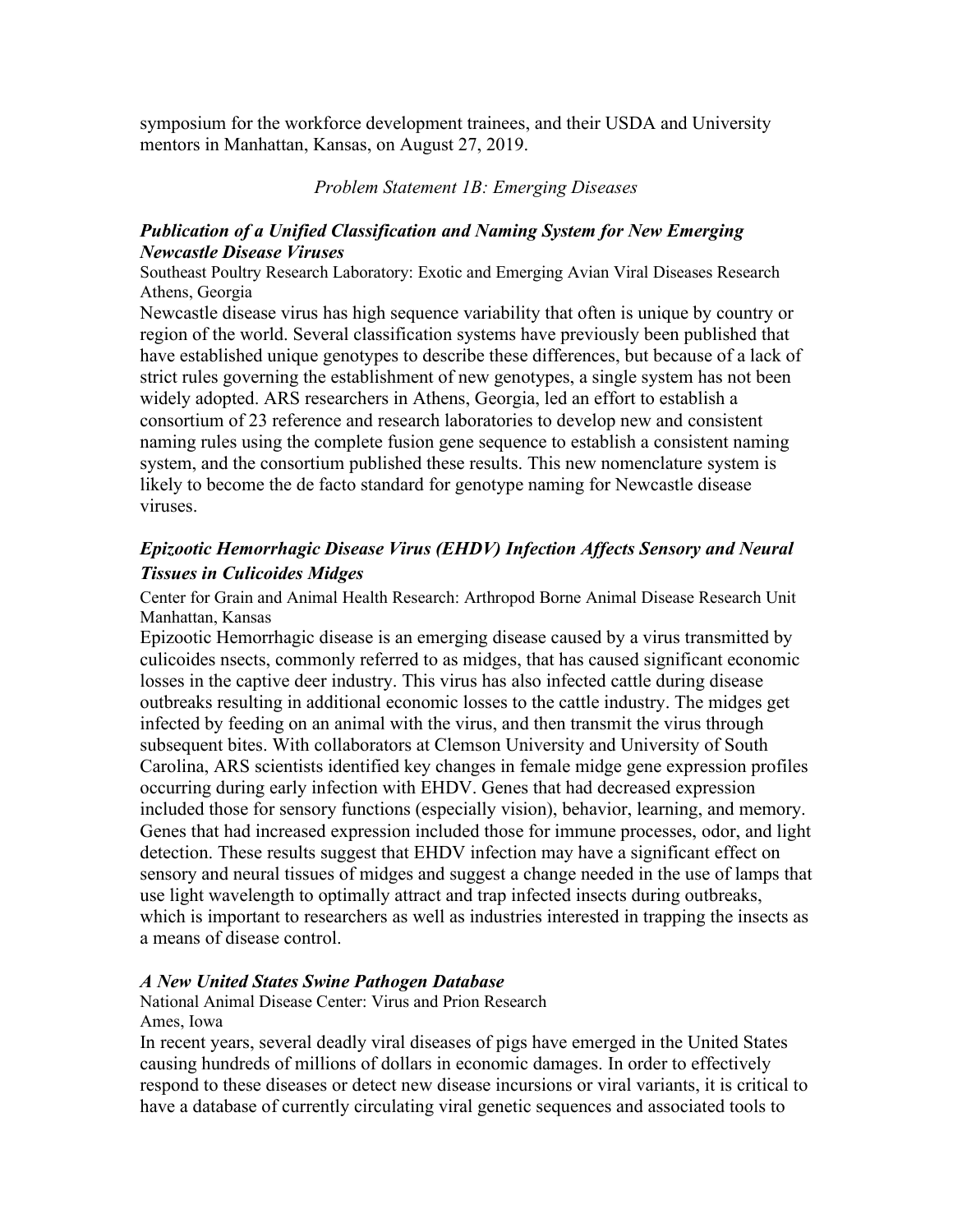symposium for the workforce development trainees, and their USDA and University mentors in Manhattan, Kansas, on August 27, 2019.

*Problem Statement 1B: Emerging Diseases*

***Publication of a Unified Classification and Naming System for New Emerging Newcastle Disease Viruses***

Southeast Poultry Research Laboratory: Exotic and Emerging Avian Viral Diseases Research
Athens, Georgia

Newcastle disease virus has high sequence variability that often is unique by country or region of the world. Several classification systems have previously been published that have established unique genotypes to describe these differences, but because of a lack of strict rules governing the establishment of new genotypes, a single system has not been widely adopted. ARS researchers in Athens, Georgia, led an effort to establish a consortium of 23 reference and research laboratories to develop new and consistent naming rules using the complete fusion gene sequence to establish a consistent naming system, and the consortium published these results. This new nomenclature system is likely to become the de facto standard for genotype naming for Newcastle disease viruses.

***Epizootic Hemorrhagic Disease Virus (EHDV) Infection Affects Sensory and Neural Tissues in Culicoides Midges***

Center for Grain and Animal Health Research: Arthropod Borne Animal Disease Research Unit
Manhattan, Kansas

Epizootic Hemorrhagic disease is an emerging disease caused by a virus transmitted by culicoides nsects, commonly referred to as midges, that has caused significant economic losses in the captive deer industry. This virus has also infected cattle during disease outbreaks resulting in additional economic losses to the cattle industry. The midges get infected by feeding on an animal with the virus, and then transmit the virus through subsequent bites. With collaborators at Clemson University and University of South Carolina, ARS scientists identified key changes in female midge gene expression profiles occurring during early infection with EHDV. Genes that had decreased expression included those for sensory functions (especially vision), behavior, learning, and memory. Genes that had increased expression included those for immune processes, odor, and light detection. These results suggest that EHDV infection may have a significant effect on sensory and neural tissues of midges and suggest a change needed in the use of lamps that use light wavelength to optimally attract and trap infected insects during outbreaks, which is important to researchers as well as industries interested in trapping the insects as a means of disease control.

***A New United States Swine Pathogen Database***

National Animal Disease Center: Virus and Prion Research
Ames, Iowa

In recent years, several deadly viral diseases of pigs have emerged in the United States causing hundreds of millions of dollars in economic damages. In order to effectively respond to these diseases or detect new disease incursions or viral variants, it is critical to have a database of currently circulating viral genetic sequences and associated tools to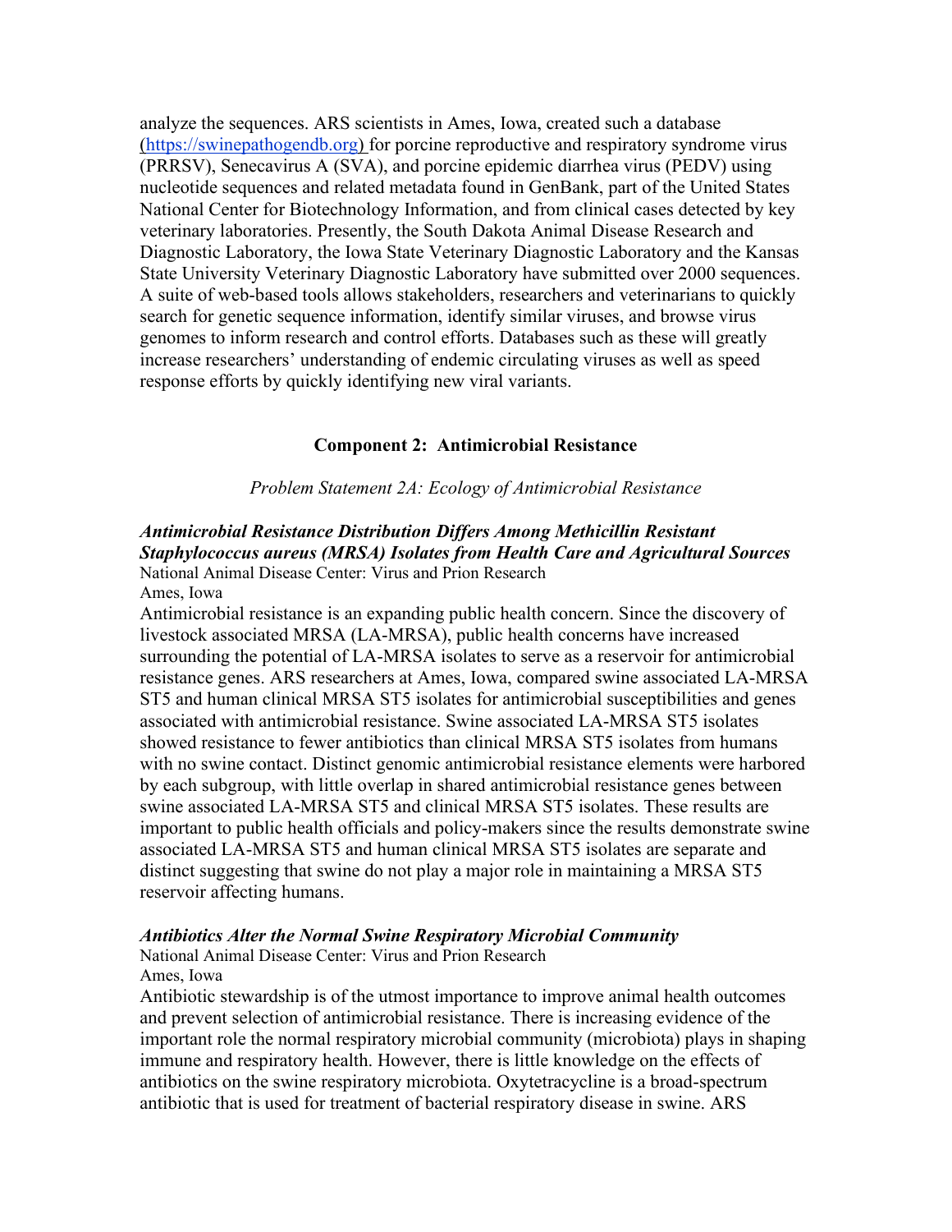analyze the sequences. ARS scientists in Ames, Iowa, created such a database ([https://swinepathogendb.org](https://swinepathogendb.org)) for porcine reproductive and respiratory syndrome virus (PRRSV), Senecavirus A (SVA), and porcine epidemic diarrhea virus (PEDV) using nucleotide sequences and related metadata found in GenBank, part of the United States National Center for Biotechnology Information, and from clinical cases detected by key veterinary laboratories. Presently, the South Dakota Animal Disease Research and Diagnostic Laboratory, the Iowa State Veterinary Diagnostic Laboratory and the Kansas State University Veterinary Diagnostic Laboratory have submitted over 2000 sequences. A suite of web-based tools allows stakeholders, researchers and veterinarians to quickly search for genetic sequence information, identify similar viruses, and browse virus genomes to inform research and control efforts. Databases such as these will greatly increase researchers' understanding of endemic circulating viruses as well as speed response efforts by quickly identifying new viral variants.

## Component 2: Antimicrobial Resistance

*Problem Statement 2A: Ecology of Antimicrobial Resistance*

### *Antimicrobial Resistance Distribution Differs Among Methicillin Resistant Staphylococcus aureus (MRSA) Isolates from Health Care and Agricultural Sources*

National Animal Disease Center: Virus and Prion Research
Ames, Iowa

Antimicrobial resistance is an expanding public health concern. Since the discovery of livestock associated MRSA (LA-MRSA), public health concerns have increased surrounding the potential of LA-MRSA isolates to serve as a reservoir for antimicrobial resistance genes. ARS researchers at Ames, Iowa, compared swine associated LA-MRSA ST5 and human clinical MRSA ST5 isolates for antimicrobial susceptibilities and genes associated with antimicrobial resistance. Swine associated LA-MRSA ST5 isolates showed resistance to fewer antibiotics than clinical MRSA ST5 isolates from humans with no swine contact. Distinct genomic antimicrobial resistance elements were harbored by each subgroup, with little overlap in shared antimicrobial resistance genes between swine associated LA-MRSA ST5 and clinical MRSA ST5 isolates. These results are important to public health officials and policy-makers since the results demonstrate swine associated LA-MRSA ST5 and human clinical MRSA ST5 isolates are separate and distinct suggesting that swine do not play a major role in maintaining a MRSA ST5 reservoir affecting humans.

### *Antibiotics Alter the Normal Swine Respiratory Microbial Community*

National Animal Disease Center: Virus and Prion Research
Ames, Iowa

Antibiotic stewardship is of the utmost importance to improve animal health outcomes and prevent selection of antimicrobial resistance. There is increasing evidence of the important role the normal respiratory microbial community (microbiota) plays in shaping immune and respiratory health. However, there is little knowledge on the effects of antibiotics on the swine respiratory microbiota. Oxytetracycline is a broad-spectrum antibiotic that is used for treatment of bacterial respiratory disease in swine. ARS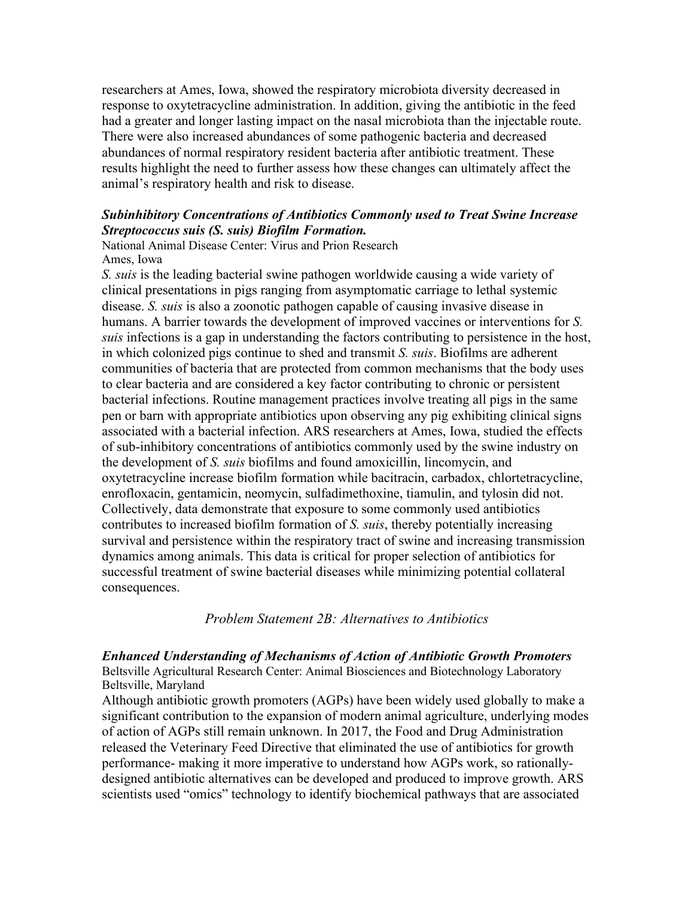researchers at Ames, Iowa, showed the respiratory microbiota diversity decreased in response to oxytetracycline administration. In addition, giving the antibiotic in the feed had a greater and longer lasting impact on the nasal microbiota than the injectable route. There were also increased abundances of some pathogenic bacteria and decreased abundances of normal respiratory resident bacteria after antibiotic treatment. These results highlight the need to further assess how these changes can ultimately affect the animal's respiratory health and risk to disease.

***Subinhibitory Concentrations of Antibiotics Commonly used to Treat Swine Increase Streptococcus suis (S. suis) Biofilm Formation.***

National Animal Disease Center: Virus and Prion Research
Ames, Iowa

*S. suis* is the leading bacterial swine pathogen worldwide causing a wide variety of clinical presentations in pigs ranging from asymptomatic carriage to lethal systemic disease. *S. suis* is also a zoonotic pathogen capable of causing invasive disease in humans. A barrier towards the development of improved vaccines or interventions for *S. suis* infections is a gap in understanding the factors contributing to persistence in the host, in which colonized pigs continue to shed and transmit *S. suis*. Biofilms are adherent communities of bacteria that are protected from common mechanisms that the body uses to clear bacteria and are considered a key factor contributing to chronic or persistent bacterial infections. Routine management practices involve treating all pigs in the same pen or barn with appropriate antibiotics upon observing any pig exhibiting clinical signs associated with a bacterial infection. ARS researchers at Ames, Iowa, studied the effects of sub-inhibitory concentrations of antibiotics commonly used by the swine industry on the development of *S. suis* biofilms and found amoxicillin, lincomycin, and oxytetracycline increase biofilm formation while bacitracin, carbadox, chlortetracycline, enrofloxacin, gentamicin, neomycin, sulfadimethoxine, tiamulin, and tylosin did not. Collectively, data demonstrate that exposure to some commonly used antibiotics contributes to increased biofilm formation of *S. suis*, thereby potentially increasing survival and persistence within the respiratory tract of swine and increasing transmission dynamics among animals. This data is critical for proper selection of antibiotics for successful treatment of swine bacterial diseases while minimizing potential collateral consequences.

*Problem Statement 2B: Alternatives to Antibiotics*

***Enhanced Understanding of Mechanisms of Action of Antibiotic Growth Promoters***

Beltsville Agricultural Research Center: Animal Biosciences and Biotechnology Laboratory
Beltsville, Maryland

Although antibiotic growth promoters (AGPs) have been widely used globally to make a significant contribution to the expansion of modern animal agriculture, underlying modes of action of AGPs still remain unknown. In 2017, the Food and Drug Administration released the Veterinary Feed Directive that eliminated the use of antibiotics for growth performance- making it more imperative to understand how AGPs work, so rationally-designed antibiotic alternatives can be developed and produced to improve growth. ARS scientists used "omics" technology to identify biochemical pathways that are associated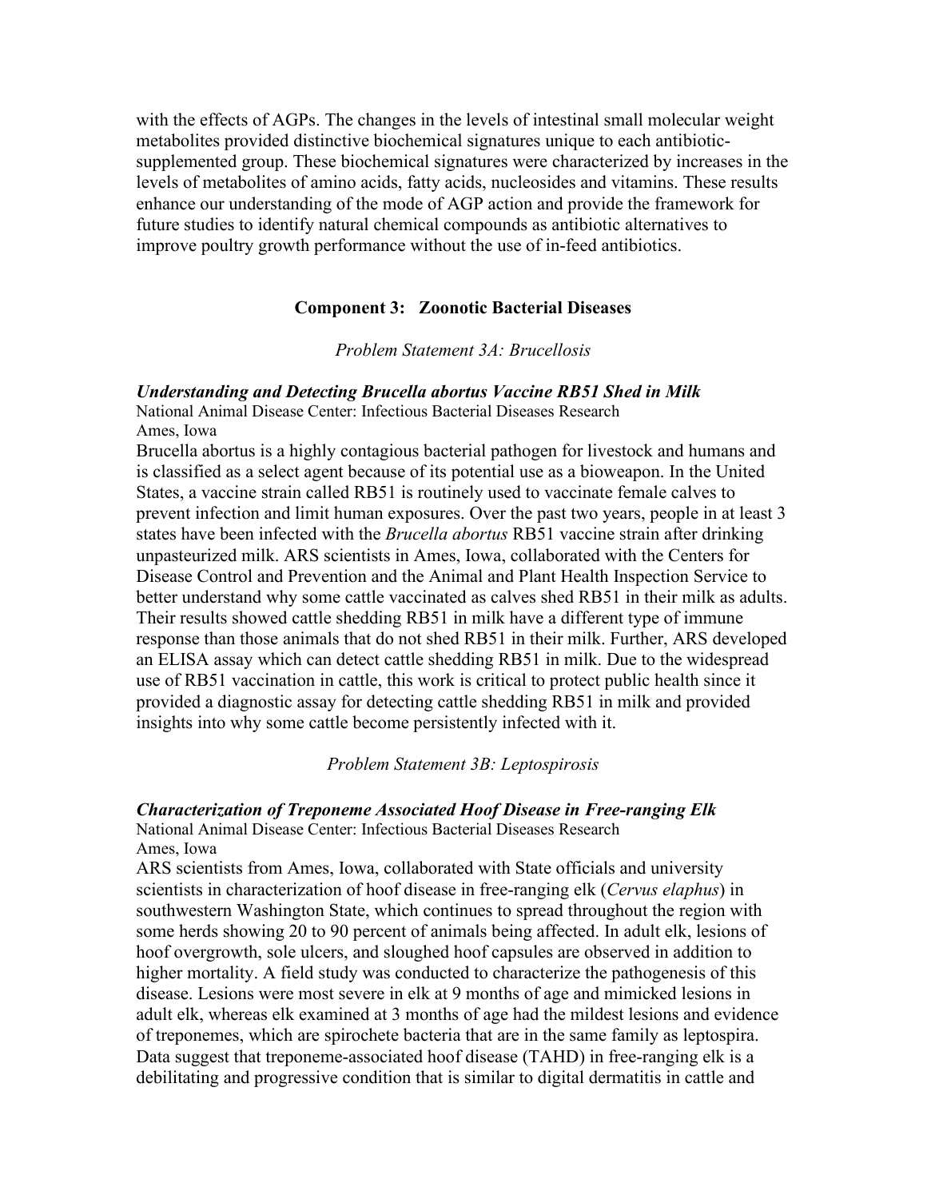with the effects of AGPs. The changes in the levels of intestinal small molecular weight metabolites provided distinctive biochemical signatures unique to each antibiotic-supplemented group. These biochemical signatures were characterized by increases in the levels of metabolites of amino acids, fatty acids, nucleosides and vitamins. These results enhance our understanding of the mode of AGP action and provide the framework for future studies to identify natural chemical compounds as antibiotic alternatives to improve poultry growth performance without the use of in-feed antibiotics.

## Component 3: Zoonotic Bacterial Diseases

*Problem Statement 3A: Brucellosis*

***Understanding and Detecting Brucella abortus Vaccine RB51 Shed in Milk***

National Animal Disease Center: Infectious Bacterial Diseases Research
Ames, Iowa

Brucella abortus is a highly contagious bacterial pathogen for livestock and humans and is classified as a select agent because of its potential use as a bioweapon. In the United States, a vaccine strain called RB51 is routinely used to vaccinate female calves to prevent infection and limit human exposures. Over the past two years, people in at least 3 states have been infected with the *Brucella abortus* RB51 vaccine strain after drinking unpasteurized milk. ARS scientists in Ames, Iowa, collaborated with the Centers for Disease Control and Prevention and the Animal and Plant Health Inspection Service to better understand why some cattle vaccinated as calves shed RB51 in their milk as adults. Their results showed cattle shedding RB51 in milk have a different type of immune response than those animals that do not shed RB51 in their milk. Further, ARS developed an ELISA assay which can detect cattle shedding RB51 in milk. Due to the widespread use of RB51 vaccination in cattle, this work is critical to protect public health since it provided a diagnostic assay for detecting cattle shedding RB51 in milk and provided insights into why some cattle become persistently infected with it.

*Problem Statement 3B: Leptospirosis*

***Characterization of Treponeme Associated Hoof Disease in Free-ranging Elk***

National Animal Disease Center: Infectious Bacterial Diseases Research
Ames, Iowa

ARS scientists from Ames, Iowa, collaborated with State officials and university scientists in characterization of hoof disease in free-ranging elk (*Cervus elaphus*) in southwestern Washington State, which continues to spread throughout the region with some herds showing 20 to 90 percent of animals being affected. In adult elk, lesions of hoof overgrowth, sole ulcers, and sloughed hoof capsules are observed in addition to higher mortality. A field study was conducted to characterize the pathogenesis of this disease. Lesions were most severe in elk at 9 months of age and mimicked lesions in adult elk, whereas elk examined at 3 months of age had the mildest lesions and evidence of treponemes, which are spirochete bacteria that are in the same family as leptospira. Data suggest that treponeme-associated hoof disease (TAHD) in free-ranging elk is a debilitating and progressive condition that is similar to digital dermatitis in cattle and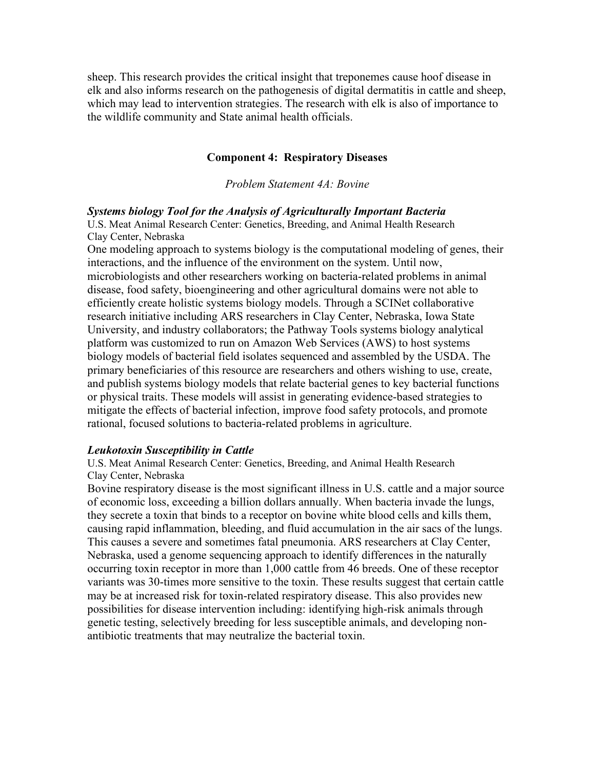sheep. This research provides the critical insight that treponemes cause hoof disease in elk and also informs research on the pathogenesis of digital dermatitis in cattle and sheep, which may lead to intervention strategies. The research with elk is also of importance to the wildlife community and State animal health officials.

## Component 4: Respiratory Diseases

*Problem Statement 4A: Bovine*

### *Systems biology Tool for the Analysis of Agriculturally Important Bacteria*

U.S. Meat Animal Research Center: Genetics, Breeding, and Animal Health Research
Clay Center, Nebraska

One modeling approach to systems biology is the computational modeling of genes, their interactions, and the influence of the environment on the system. Until now, microbiologists and other researchers working on bacteria-related problems in animal disease, food safety, bioengineering and other agricultural domains were not able to efficiently create holistic systems biology models. Through a SCINet collaborative research initiative including ARS researchers in Clay Center, Nebraska, Iowa State University, and industry collaborators; the Pathway Tools systems biology analytical platform was customized to run on Amazon Web Services (AWS) to host systems biology models of bacterial field isolates sequenced and assembled by the USDA. The primary beneficiaries of this resource are researchers and others wishing to use, create, and publish systems biology models that relate bacterial genes to key bacterial functions or physical traits. These models will assist in generating evidence-based strategies to mitigate the effects of bacterial infection, improve food safety protocols, and promote rational, focused solutions to bacteria-related problems in agriculture.

### *Leukotoxin Susceptibility in Cattle*

U.S. Meat Animal Research Center: Genetics, Breeding, and Animal Health Research
Clay Center, Nebraska

Bovine respiratory disease is the most significant illness in U.S. cattle and a major source of economic loss, exceeding a billion dollars annually. When bacteria invade the lungs, they secrete a toxin that binds to a receptor on bovine white blood cells and kills them, causing rapid inflammation, bleeding, and fluid accumulation in the air sacs of the lungs. This causes a severe and sometimes fatal pneumonia. ARS researchers at Clay Center, Nebraska, used a genome sequencing approach to identify differences in the naturally occurring toxin receptor in more than 1,000 cattle from 46 breeds. One of these receptor variants was 30-times more sensitive to the toxin. These results suggest that certain cattle may be at increased risk for toxin-related respiratory disease. This also provides new possibilities for disease intervention including: identifying high-risk animals through genetic testing, selectively breeding for less susceptible animals, and developing non-antibiotic treatments that may neutralize the bacterial toxin.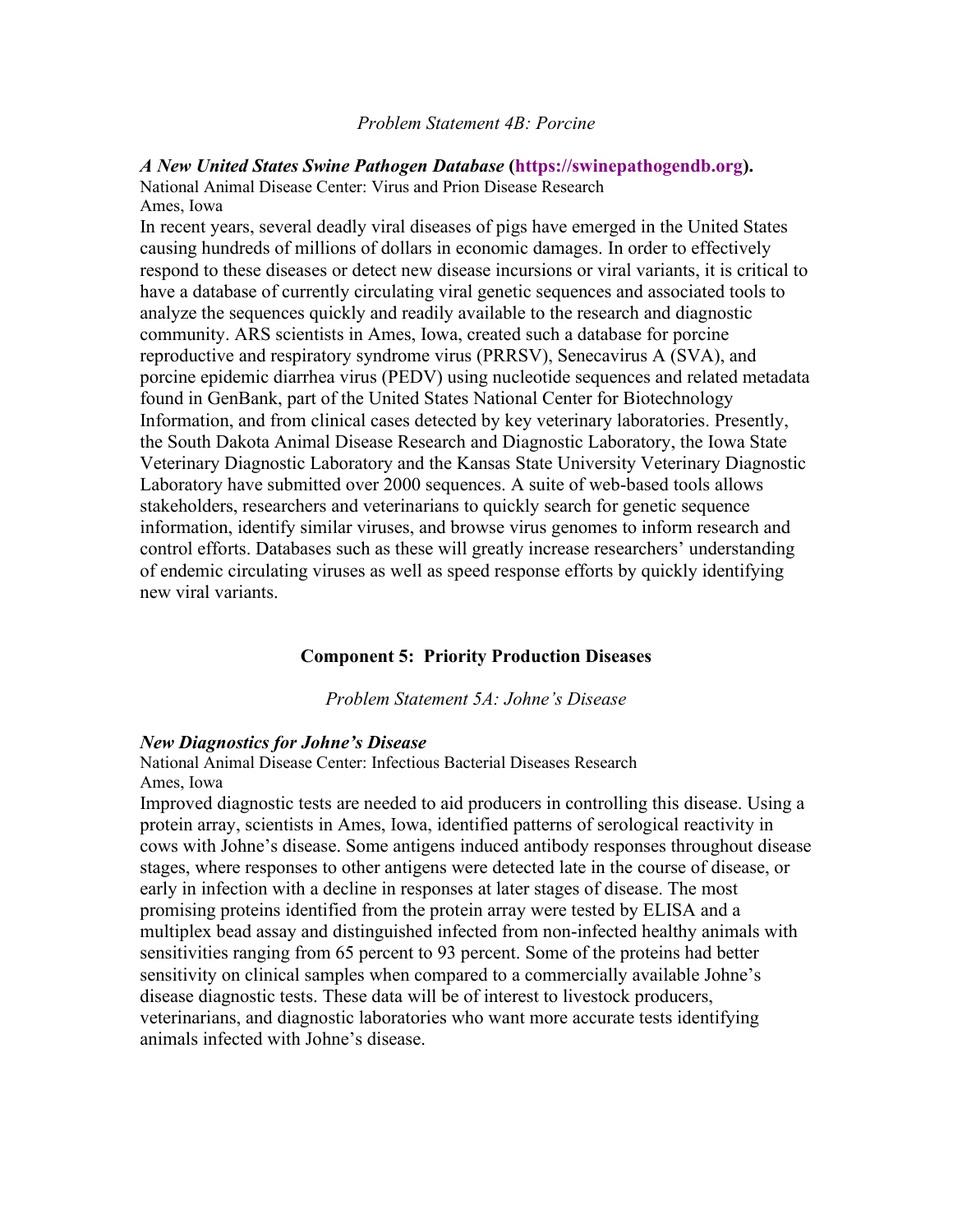*Problem Statement 4B: Porcine*

***A New United States Swine Pathogen Database* (https://swinepathogendb.org).**
National Animal Disease Center: Virus and Prion Disease Research
Ames, Iowa
In recent years, several deadly viral diseases of pigs have emerged in the United States causing hundreds of millions of dollars in economic damages. In order to effectively respond to these diseases or detect new disease incursions or viral variants, it is critical to have a database of currently circulating viral genetic sequences and associated tools to analyze the sequences quickly and readily available to the research and diagnostic community. ARS scientists in Ames, Iowa, created such a database for porcine reproductive and respiratory syndrome virus (PRRSV), Senecavirus A (SVA), and porcine epidemic diarrhea virus (PEDV) using nucleotide sequences and related metadata found in GenBank, part of the United States National Center for Biotechnology Information, and from clinical cases detected by key veterinary laboratories. Presently, the South Dakota Animal Disease Research and Diagnostic Laboratory, the Iowa State Veterinary Diagnostic Laboratory and the Kansas State University Veterinary Diagnostic Laboratory have submitted over 2000 sequences. A suite of web-based tools allows stakeholders, researchers and veterinarians to quickly search for genetic sequence information, identify similar viruses, and browse virus genomes to inform research and control efforts. Databases such as these will greatly increase researchers' understanding of endemic circulating viruses as well as speed response efforts by quickly identifying new viral variants.

## Component 5: Priority Production Diseases

*Problem Statement 5A: Johne's Disease*

***New Diagnostics for Johne's Disease***
National Animal Disease Center: Infectious Bacterial Diseases Research
Ames, Iowa
Improved diagnostic tests are needed to aid producers in controlling this disease. Using a protein array, scientists in Ames, Iowa, identified patterns of serological reactivity in cows with Johne's disease. Some antigens induced antibody responses throughout disease stages, where responses to other antigens were detected late in the course of disease, or early in infection with a decline in responses at later stages of disease. The most promising proteins identified from the protein array were tested by ELISA and a multiplex bead assay and distinguished infected from non-infected healthy animals with sensitivities ranging from 65 percent to 93 percent. Some of the proteins had better sensitivity on clinical samples when compared to a commercially available Johne's disease diagnostic tests. These data will be of interest to livestock producers, veterinarians, and diagnostic laboratories who want more accurate tests identifying animals infected with Johne's disease.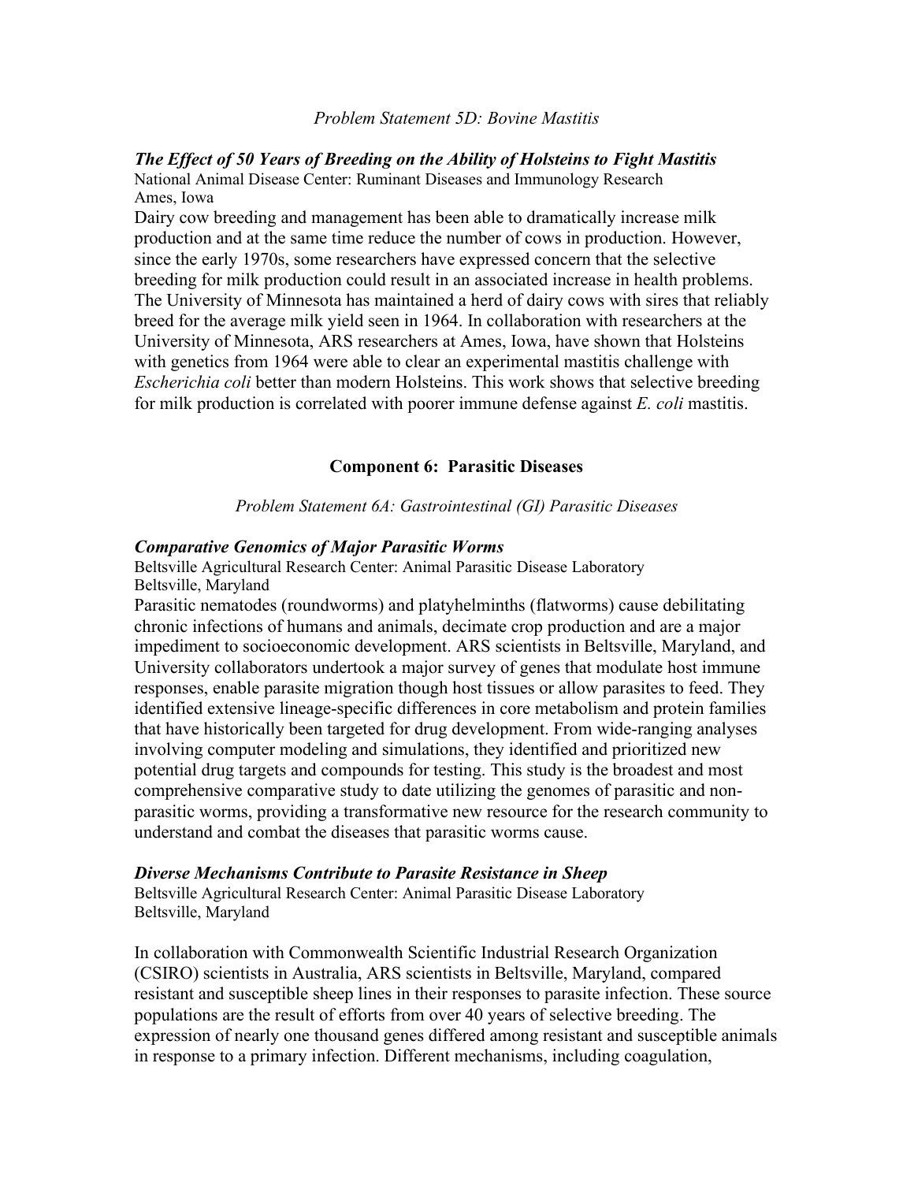*Problem Statement 5D: Bovine Mastitis*

***The Effect of 50 Years of Breeding on the Ability of Holsteins to Fight Mastitis***
National Animal Disease Center: Ruminant Diseases and Immunology Research
Ames, Iowa
Dairy cow breeding and management has been able to dramatically increase milk production and at the same time reduce the number of cows in production. However, since the early 1970s, some researchers have expressed concern that the selective breeding for milk production could result in an associated increase in health problems. The University of Minnesota has maintained a herd of dairy cows with sires that reliably breed for the average milk yield seen in 1964. In collaboration with researchers at the University of Minnesota, ARS researchers at Ames, Iowa, have shown that Holsteins with genetics from 1964 were able to clear an experimental mastitis challenge with *Escherichia coli* better than modern Holsteins. This work shows that selective breeding for milk production is correlated with poorer immune defense against *E. coli* mastitis.

## Component 6: Parasitic Diseases

*Problem Statement 6A: Gastrointestinal (GI) Parasitic Diseases*

***Comparative Genomics of Major Parasitic Worms***
Beltsville Agricultural Research Center: Animal Parasitic Disease Laboratory
Beltsville, Maryland
Parasitic nematodes (roundworms) and platyhelminths (flatworms) cause debilitating chronic infections of humans and animals, decimate crop production and are a major impediment to socioeconomic development. ARS scientists in Beltsville, Maryland, and University collaborators undertook a major survey of genes that modulate host immune responses, enable parasite migration though host tissues or allow parasites to feed. They identified extensive lineage-specific differences in core metabolism and protein families that have historically been targeted for drug development. From wide-ranging analyses involving computer modeling and simulations, they identified and prioritized new potential drug targets and compounds for testing. This study is the broadest and most comprehensive comparative study to date utilizing the genomes of parasitic and non-parasitic worms, providing a transformative new resource for the research community to understand and combat the diseases that parasitic worms cause.

***Diverse Mechanisms Contribute to Parasite Resistance in Sheep***
Beltsville Agricultural Research Center: Animal Parasitic Disease Laboratory
Beltsville, Maryland

In collaboration with Commonwealth Scientific Industrial Research Organization (CSIRO) scientists in Australia, ARS scientists in Beltsville, Maryland, compared resistant and susceptible sheep lines in their responses to parasite infection. These source populations are the result of efforts from over 40 years of selective breeding. The expression of nearly one thousand genes differed among resistant and susceptible animals in response to a primary infection. Different mechanisms, including coagulation,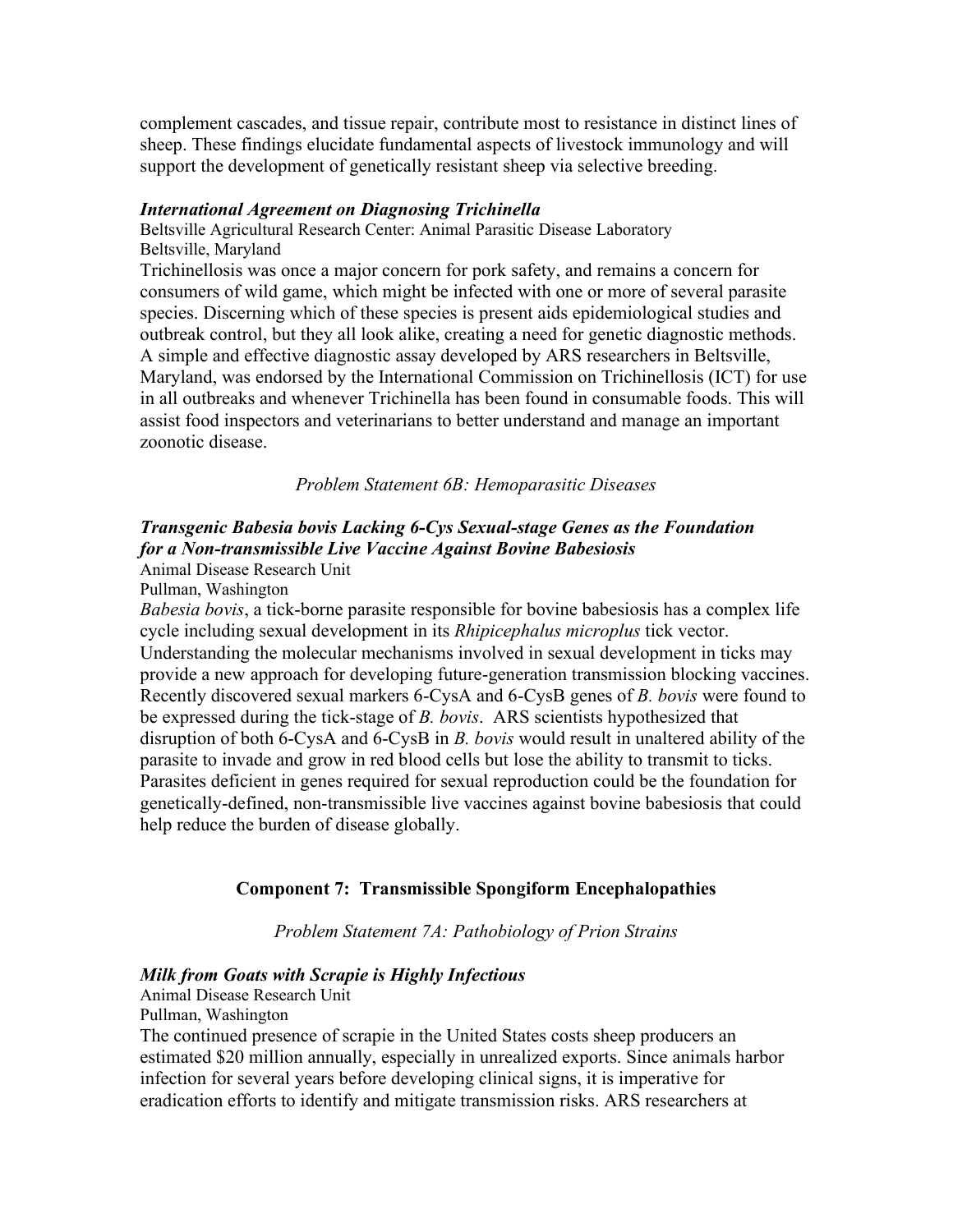complement cascades, and tissue repair, contribute most to resistance in distinct lines of sheep. These findings elucidate fundamental aspects of livestock immunology and will support the development of genetically resistant sheep via selective breeding.

***International Agreement on Diagnosing Trichinella***

Beltsville Agricultural Research Center: Animal Parasitic Disease Laboratory
Beltsville, Maryland

Trichinellosis was once a major concern for pork safety, and remains a concern for consumers of wild game, which might be infected with one or more of several parasite species. Discerning which of these species is present aids epidemiological studies and outbreak control, but they all look alike, creating a need for genetic diagnostic methods. A simple and effective diagnostic assay developed by ARS researchers in Beltsville, Maryland, was endorsed by the International Commission on Trichinellosis (ICT) for use in all outbreaks and whenever Trichinella has been found in consumable foods. This will assist food inspectors and veterinarians to better understand and manage an important zoonotic disease.

*Problem Statement 6B: Hemoparasitic Diseases*

***Transgenic Babesia bovis Lacking 6-Cys Sexual-stage Genes as the Foundation for a Non-transmissible Live Vaccine Against Bovine Babesiosis***

Animal Disease Research Unit
Pullman, Washington

*Babesia bovis*, a tick-borne parasite responsible for bovine babesiosis has a complex life cycle including sexual development in its *Rhipicephalus microplus* tick vector. Understanding the molecular mechanisms involved in sexual development in ticks may provide a new approach for developing future-generation transmission blocking vaccines. Recently discovered sexual markers 6-CysA and 6-CysB genes of *B. bovis* were found to be expressed during the tick-stage of *B. bovis*. ARS scientists hypothesized that disruption of both 6-CysA and 6-CysB in *B. bovis* would result in unaltered ability of the parasite to invade and grow in red blood cells but lose the ability to transmit to ticks. Parasites deficient in genes required for sexual reproduction could be the foundation for genetically-defined, non-transmissible live vaccines against bovine babesiosis that could help reduce the burden of disease globally.

## Component 7: Transmissible Spongiform Encephalopathies

*Problem Statement 7A: Pathobiology of Prion Strains*

***Milk from Goats with Scrapie is Highly Infectious***

Animal Disease Research Unit
Pullman, Washington

The continued presence of scrapie in the United States costs sheep producers an estimated $20 million annually, especially in unrealized exports. Since animals harbor infection for several years before developing clinical signs, it is imperative for eradication efforts to identify and mitigate transmission risks. ARS researchers at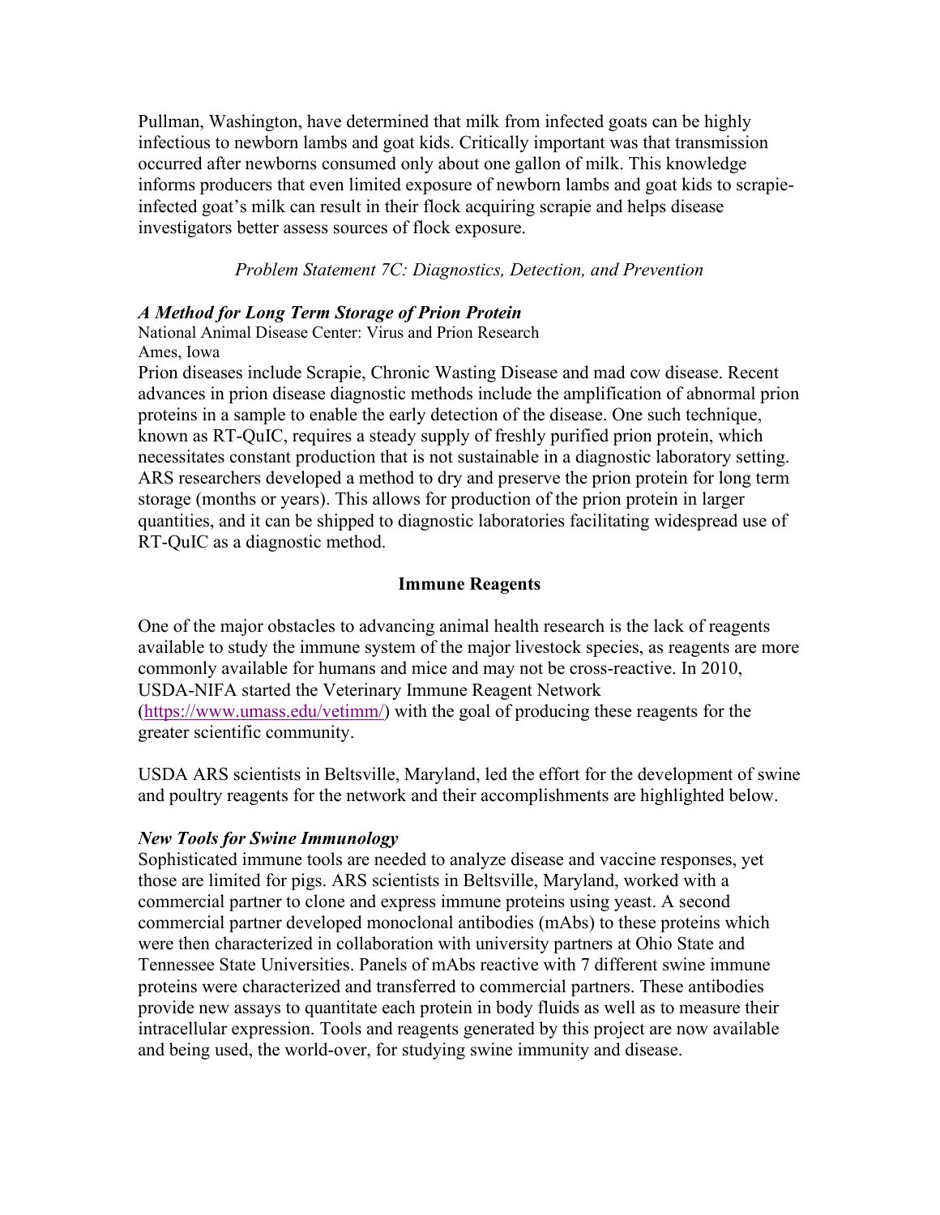Pullman, Washington, have determined that milk from infected goats can be highly infectious to newborn lambs and goat kids. Critically important was that transmission occurred after newborns consumed only about one gallon of milk. This knowledge informs producers that even limited exposure of newborn lambs and goat kids to scrapie-infected goat's milk can result in their flock acquiring scrapie and helps disease investigators better assess sources of flock exposure.

*Problem Statement 7C: Diagnostics, Detection, and Prevention*

***A Method for Long Term Storage of Prion Protein***

National Animal Disease Center: Virus and Prion Research
Ames, Iowa

Prion diseases include Scrapie, Chronic Wasting Disease and mad cow disease. Recent advances in prion disease diagnostic methods include the amplification of abnormal prion proteins in a sample to enable the early detection of the disease. One such technique, known as RT-QuIC, requires a steady supply of freshly purified prion protein, which necessitates constant production that is not sustainable in a diagnostic laboratory setting. ARS researchers developed a method to dry and preserve the prion protein for long term storage (months or years). This allows for production of the prion protein in larger quantities, and it can be shipped to diagnostic laboratories facilitating widespread use of RT-QuIC as a diagnostic method.

## Immune Reagents

One of the major obstacles to advancing animal health research is the lack of reagents available to study the immune system of the major livestock species, as reagents are more commonly available for humans and mice and may not be cross-reactive. In 2010, USDA-NIFA started the Veterinary Immune Reagent Network (https://www.umass.edu/vetimm/) with the goal of producing these reagents for the greater scientific community.

USDA ARS scientists in Beltsville, Maryland, led the effort for the development of swine and poultry reagents for the network and their accomplishments are highlighted below.

***New Tools for Swine Immunology***

Sophisticated immune tools are needed to analyze disease and vaccine responses, yet those are limited for pigs. ARS scientists in Beltsville, Maryland, worked with a commercial partner to clone and express immune proteins using yeast. A second commercial partner developed monoclonal antibodies (mAbs) to these proteins which were then characterized in collaboration with university partners at Ohio State and Tennessee State Universities. Panels of mAbs reactive with 7 different swine immune proteins were characterized and transferred to commercial partners. These antibodies provide new assays to quantitate each protein in body fluids as well as to measure their intracellular expression. Tools and reagents generated by this project are now available and being used, the world-over, for studying swine immunity and disease.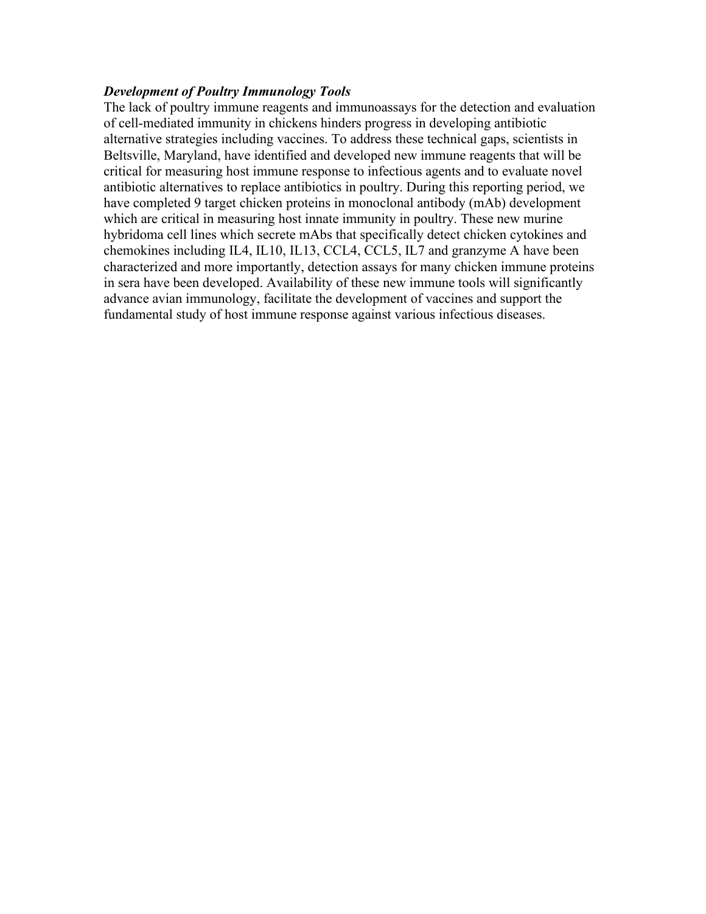***Development of Poultry Immunology Tools***

The lack of poultry immune reagents and immunoassays for the detection and evaluation of cell-mediated immunity in chickens hinders progress in developing antibiotic alternative strategies including vaccines. To address these technical gaps, scientists in Beltsville, Maryland, have identified and developed new immune reagents that will be critical for measuring host immune response to infectious agents and to evaluate novel antibiotic alternatives to replace antibiotics in poultry. During this reporting period, we have completed 9 target chicken proteins in monoclonal antibody (mAb) development which are critical in measuring host innate immunity in poultry. These new murine hybridoma cell lines which secrete mAbs that specifically detect chicken cytokines and chemokines including IL4, IL10, IL13, CCL4, CCL5, IL7 and granzyme A have been characterized and more importantly, detection assays for many chicken immune proteins in sera have been developed. Availability of these new immune tools will significantly advance avian immunology, facilitate the development of vaccines and support the fundamental study of host immune response against various infectious diseases.